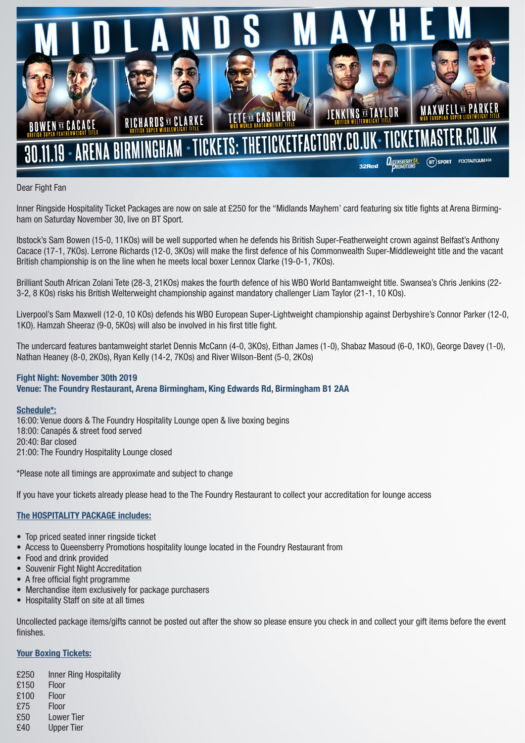# MIDLANDS MAYHEM

BOWEN vs CACACE – BRITISH SUPER FEATHERWEIGHT TITLE
RICHARDS vs CLARKE – BRITISH SUPER MIDDLEWEIGHT TITLE
TETE vs CASIMERO – WBO WORLD BANTAMWEIGHT TITLE
JENKINS vs TAYLOR – BRITISH WELTERWEIGHT TITLE
MAXWELL vs PARKER – WBO EUROPEAN SUPER LIGHTWEIGHT TITLE

30.11.19 · ARENA BIRMINGHAM · TICKETS: THETICKETFACTORY.CO.UK · TICKETMASTER.CO.UK

32Red · Queensberry Promotions · BT Sport · Footasylum

Dear Fight Fan

Inner Ringside Hospitality Ticket Packages are now on sale at £250 for the "Midlands Mayhem' card featuring six title fights at Arena Birmingham on Saturday November 30, live on BT Sport.

Ibstock's Sam Bowen (15-0, 11KOs) will be well supported when he defends his British Super-Featherweight crown against Belfast's Anthony Cacace (17-1, 7KOs). Lerrone Richards (12-0, 3KOs) will make the first defence of his Commonwealth Super-Middleweight title and the vacant British championship is on the line when he meets local boxer Lennox Clarke (19-0-1, 7KOs).

Brilliant South African Zolani Tete (28-3, 21KOs) makes the fourth defence of his WBO World Bantamweight title. Swansea's Chris Jenkins (22-3-2, 8 KOs) risks his British Welterweight championship against mandatory challenger Liam Taylor (21-1, 10 KOs).

Liverpool's Sam Maxwell (12-0, 10 KOs) defends his WBO European Super-Lightweight championship against Derbyshire's Connor Parker (12-0, 1KO). Hamzah Sheeraz (9-0, 5KOs) will also be involved in his first title fight.

The undercard features bantamweight starlet Dennis McCann (4-0, 3KOs), Eithan James (1-0), Shabaz Masoud (6-0, 1KO), George Davey (1-0), Nathan Heaney (8-0, 2KOs), Ryan Kelly (14-2, 7KOs) and River Wilson-Bent (5-0, 2KOs)

**Fight Night: November 30th 2019**
**Venue: The Foundry Restaurant, Arena Birmingham, King Edwards Rd, Birmingham B1 2AA**

**Schedule*:**
16:00: Venue doors & The Foundry Hospitality Lounge open & live boxing begins
18:00: Canapés & street food served
20:40: Bar closed
21:00: The Foundry Hospitality Lounge closed

*Please note all timings are approximate and subject to change

If you have your tickets already please head to the The Foundry Restaurant to collect your accreditation for lounge access

**The HOSPITALITY PACKAGE includes:**

- Top priced seated inner ringside ticket
- Access to Queensberry Promotions hospitality lounge located in the Foundry Restaurant from
- Food and drink provided
- Souvenir Fight Night Accreditation
- A free official fight programme
- Merchandise item exclusively for package purchasers
- Hospitality Staff on site at all times

Uncollected package items/gifts cannot be posted out after the show so please ensure you check in and collect your gift items before the event finishes.

**Your Boxing Tickets:**

| | |
|---|---|
| £250 | Inner Ring Hospitality |
| £150 | Floor |
| £100 | Floor |
| £75 | Floor |
| £50 | Lower Tier |
| £40 | Upper Tier |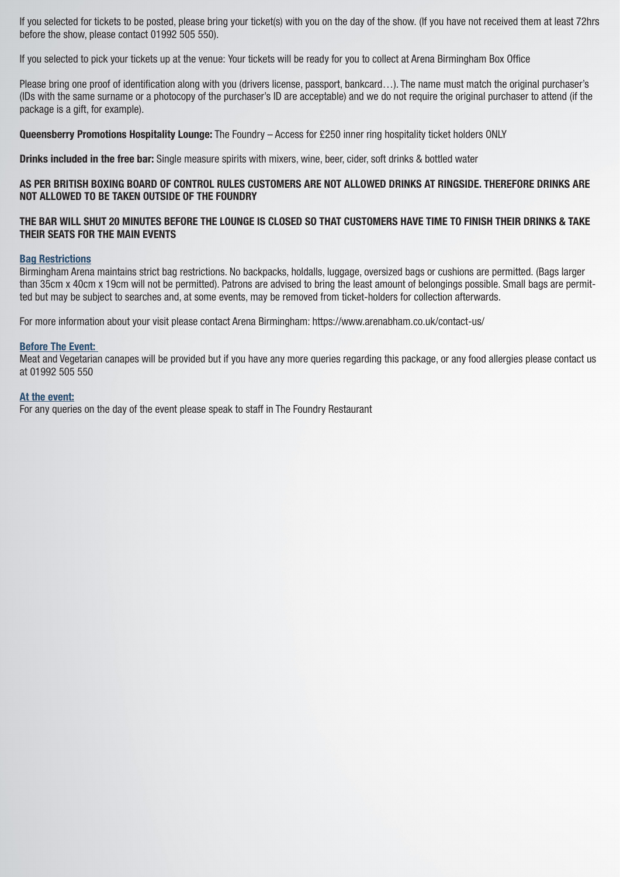If you selected for tickets to be posted, please bring your ticket(s) with you on the day of the show. (If you have not received them at least 72hrs before the show, please contact 01992 505 550).

If you selected to pick your tickets up at the venue: Your tickets will be ready for you to collect at Arena Birmingham Box Office

Please bring one proof of identification along with you (drivers license, passport, bankcard…). The name must match the original purchaser's (IDs with the same surname or a photocopy of the purchaser's ID are acceptable) and we do not require the original purchaser to attend (if the package is a gift, for example).

**Queensberry Promotions Hospitality Lounge:** The Foundry – Access for £250 inner ring hospitality ticket holders ONLY

**Drinks included in the free bar:** Single measure spirits with mixers, wine, beer, cider, soft drinks & bottled water

**AS PER BRITISH BOXING BOARD OF CONTROL RULES CUSTOMERS ARE NOT ALLOWED DRINKS AT RINGSIDE. THEREFORE DRINKS ARE NOT ALLOWED TO BE TAKEN OUTSIDE OF THE FOUNDRY**

**THE BAR WILL SHUT 20 MINUTES BEFORE THE LOUNGE IS CLOSED SO THAT CUSTOMERS HAVE TIME TO FINISH THEIR DRINKS & TAKE THEIR SEATS FOR THE MAIN EVENTS**

**Bag Restrictions**

Birmingham Arena maintains strict bag restrictions. No backpacks, holdalls, luggage, oversized bags or cushions are permitted. (Bags larger than 35cm x 40cm x 19cm will not be permitted). Patrons are advised to bring the least amount of belongings possible. Small bags are permitted but may be subject to searches and, at some events, may be removed from ticket-holders for collection afterwards.

For more information about your visit please contact Arena Birmingham: https://www.arenabham.co.uk/contact-us/

**Before The Event:**

Meat and Vegetarian canapes will be provided but if you have any more queries regarding this package, or any food allergies please contact us at 01992 505 550

**At the event:**

For any queries on the day of the event please speak to staff in The Foundry Restaurant